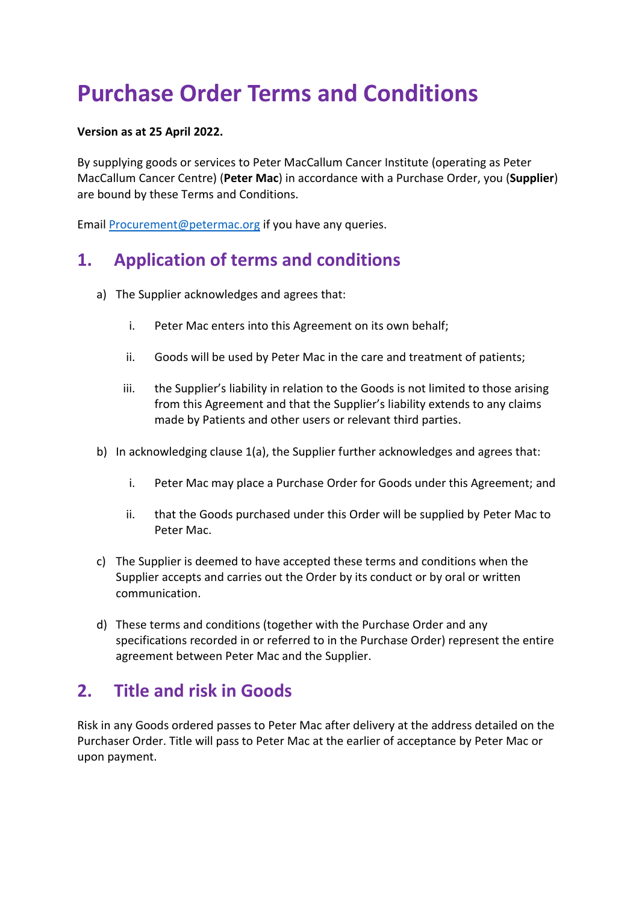# Purchase Order Terms and Conditions

**Version as at 25 April 2022.**

By supplying goods or services to Peter MacCallum Cancer Institute (operating as Peter MacCallum Cancer Centre) (**Peter Mac**) in accordance with a Purchase Order, you (**Supplier**) are bound by these Terms and Conditions.

Email Procurement@petermac.org if you have any queries.

## 1. Application of terms and conditions

a) The Supplier acknowledges and agrees that:

   i. Peter Mac enters into this Agreement on its own behalf;

   ii. Goods will be used by Peter Mac in the care and treatment of patients;

   iii. the Supplier's liability in relation to the Goods is not limited to those arising from this Agreement and that the Supplier's liability extends to any claims made by Patients and other users or relevant third parties.

b) In acknowledging clause 1(a), the Supplier further acknowledges and agrees that:

   i. Peter Mac may place a Purchase Order for Goods under this Agreement; and

   ii. that the Goods purchased under this Order will be supplied by Peter Mac to Peter Mac.

c) The Supplier is deemed to have accepted these terms and conditions when the Supplier accepts and carries out the Order by its conduct or by oral or written communication.

d) These terms and conditions (together with the Purchase Order and any specifications recorded in or referred to in the Purchase Order) represent the entire agreement between Peter Mac and the Supplier.

## 2. Title and risk in Goods

Risk in any Goods ordered passes to Peter Mac after delivery at the address detailed on the Purchaser Order. Title will pass to Peter Mac at the earlier of acceptance by Peter Mac or upon payment.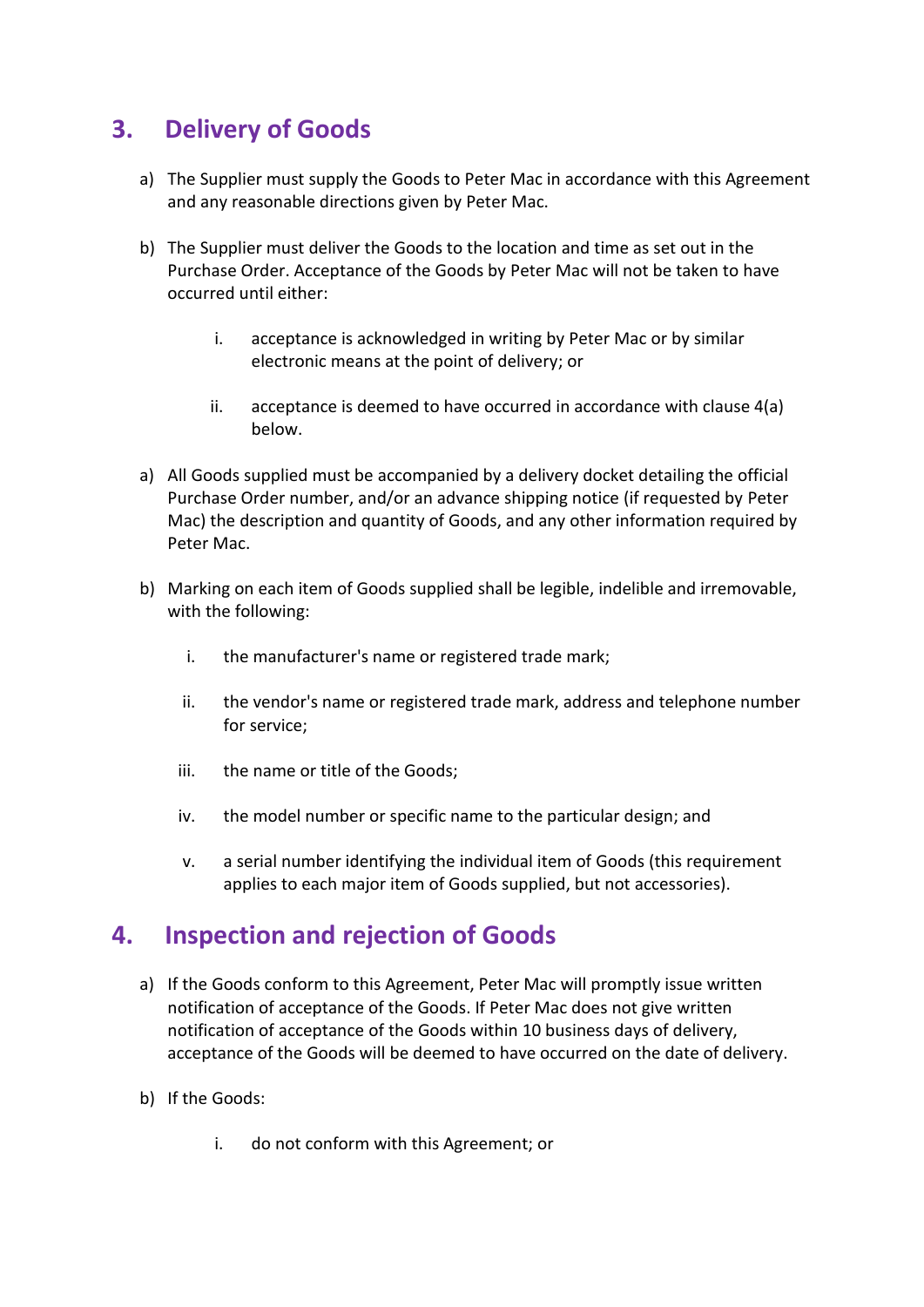## 3. Delivery of Goods

a) The Supplier must supply the Goods to Peter Mac in accordance with this Agreement and any reasonable directions given by Peter Mac.

b) The Supplier must deliver the Goods to the location and time as set out in the Purchase Order. Acceptance of the Goods by Peter Mac will not be taken to have occurred until either:

   i. acceptance is acknowledged in writing by Peter Mac or by similar electronic means at the point of delivery; or

   ii. acceptance is deemed to have occurred in accordance with clause 4(a) below.

a) All Goods supplied must be accompanied by a delivery docket detailing the official Purchase Order number, and/or an advance shipping notice (if requested by Peter Mac) the description and quantity of Goods, and any other information required by Peter Mac.

b) Marking on each item of Goods supplied shall be legible, indelible and irremovable, with the following:

   i. the manufacturer's name or registered trade mark;

   ii. the vendor's name or registered trade mark, address and telephone number for service;

   iii. the name or title of the Goods;

   iv. the model number or specific name to the particular design; and

   v. a serial number identifying the individual item of Goods (this requirement applies to each major item of Goods supplied, but not accessories).

## 4. Inspection and rejection of Goods

a) If the Goods conform to this Agreement, Peter Mac will promptly issue written notification of acceptance of the Goods. If Peter Mac does not give written notification of acceptance of the Goods within 10 business days of delivery, acceptance of the Goods will be deemed to have occurred on the date of delivery.

b) If the Goods:

   i. do not conform with this Agreement; or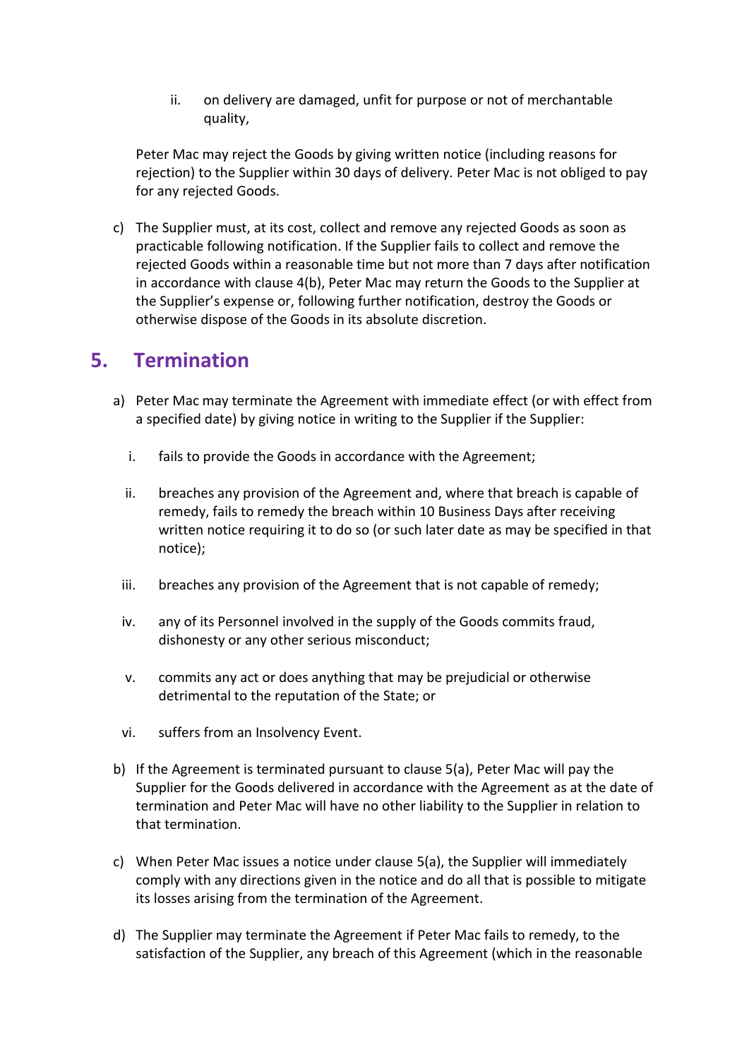ii. on delivery are damaged, unfit for purpose or not of merchantable quality,

Peter Mac may reject the Goods by giving written notice (including reasons for rejection) to the Supplier within 30 days of delivery. Peter Mac is not obliged to pay for any rejected Goods.

c) The Supplier must, at its cost, collect and remove any rejected Goods as soon as practicable following notification. If the Supplier fails to collect and remove the rejected Goods within a reasonable time but not more than 7 days after notification in accordance with clause 4(b), Peter Mac may return the Goods to the Supplier at the Supplier's expense or, following further notification, destroy the Goods or otherwise dispose of the Goods in its absolute discretion.

## 5. Termination

a) Peter Mac may terminate the Agreement with immediate effect (or with effect from a specified date) by giving notice in writing to the Supplier if the Supplier:

   i. fails to provide the Goods in accordance with the Agreement;

   ii. breaches any provision of the Agreement and, where that breach is capable of remedy, fails to remedy the breach within 10 Business Days after receiving written notice requiring it to do so (or such later date as may be specified in that notice);

   iii. breaches any provision of the Agreement that is not capable of remedy;

   iv. any of its Personnel involved in the supply of the Goods commits fraud, dishonesty or any other serious misconduct;

   v. commits any act or does anything that may be prejudicial or otherwise detrimental to the reputation of the State; or

   vi. suffers from an Insolvency Event.

b) If the Agreement is terminated pursuant to clause 5(a), Peter Mac will pay the Supplier for the Goods delivered in accordance with the Agreement as at the date of termination and Peter Mac will have no other liability to the Supplier in relation to that termination.

c) When Peter Mac issues a notice under clause 5(a), the Supplier will immediately comply with any directions given in the notice and do all that is possible to mitigate its losses arising from the termination of the Agreement.

d) The Supplier may terminate the Agreement if Peter Mac fails to remedy, to the satisfaction of the Supplier, any breach of this Agreement (which in the reasonable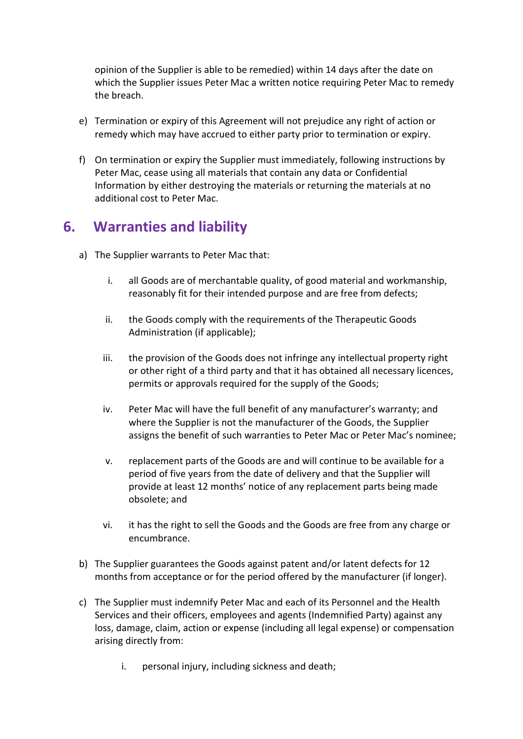opinion of the Supplier is able to be remedied) within 14 days after the date on which the Supplier issues Peter Mac a written notice requiring Peter Mac to remedy the breach.

e) Termination or expiry of this Agreement will not prejudice any right of action or remedy which may have accrued to either party prior to termination or expiry.

f) On termination or expiry the Supplier must immediately, following instructions by Peter Mac, cease using all materials that contain any data or Confidential Information by either destroying the materials or returning the materials at no additional cost to Peter Mac.

## 6. Warranties and liability

a) The Supplier warrants to Peter Mac that:

   i. all Goods are of merchantable quality, of good material and workmanship, reasonably fit for their intended purpose and are free from defects;

   ii. the Goods comply with the requirements of the Therapeutic Goods Administration (if applicable);

   iii. the provision of the Goods does not infringe any intellectual property right or other right of a third party and that it has obtained all necessary licences, permits or approvals required for the supply of the Goods;

   iv. Peter Mac will have the full benefit of any manufacturer's warranty; and where the Supplier is not the manufacturer of the Goods, the Supplier assigns the benefit of such warranties to Peter Mac or Peter Mac's nominee;

   v. replacement parts of the Goods are and will continue to be available for a period of five years from the date of delivery and that the Supplier will provide at least 12 months' notice of any replacement parts being made obsolete; and

   vi. it has the right to sell the Goods and the Goods are free from any charge or encumbrance.

b) The Supplier guarantees the Goods against patent and/or latent defects for 12 months from acceptance or for the period offered by the manufacturer (if longer).

c) The Supplier must indemnify Peter Mac and each of its Personnel and the Health Services and their officers, employees and agents (Indemnified Party) against any loss, damage, claim, action or expense (including all legal expense) or compensation arising directly from:

   i. personal injury, including sickness and death;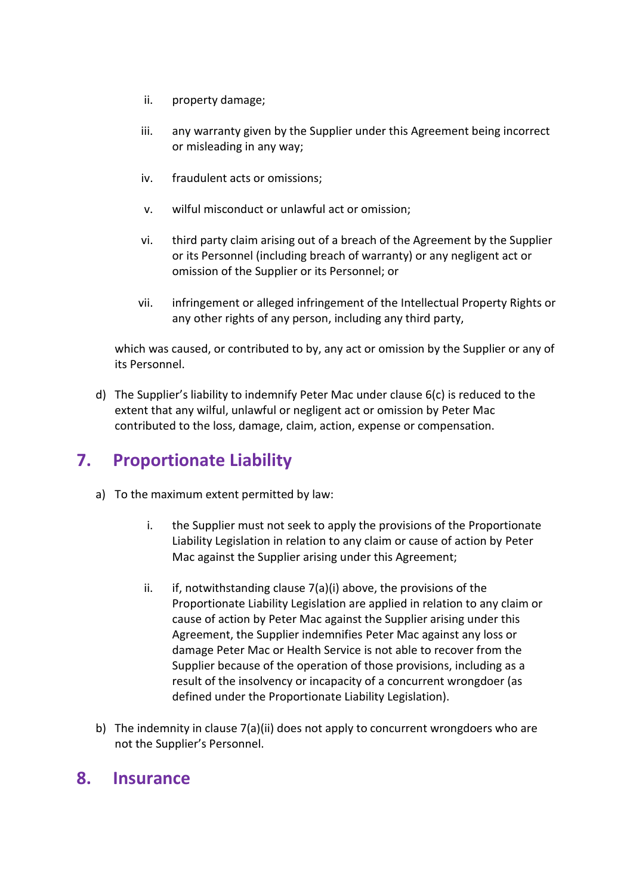ii. property damage;

iii. any warranty given by the Supplier under this Agreement being incorrect or misleading in any way;

iv. fraudulent acts or omissions;

v. wilful misconduct or unlawful act or omission;

vi. third party claim arising out of a breach of the Agreement by the Supplier or its Personnel (including breach of warranty) or any negligent act or omission of the Supplier or its Personnel; or

vii. infringement or alleged infringement of the Intellectual Property Rights or any other rights of any person, including any third party,

which was caused, or contributed to by, any act or omission by the Supplier or any of its Personnel.

d) The Supplier's liability to indemnify Peter Mac under clause 6(c) is reduced to the extent that any wilful, unlawful or negligent act or omission by Peter Mac contributed to the loss, damage, claim, action, expense or compensation.

## 7. Proportionate Liability

a) To the maximum extent permitted by law:

i. the Supplier must not seek to apply the provisions of the Proportionate Liability Legislation in relation to any claim or cause of action by Peter Mac against the Supplier arising under this Agreement;

ii. if, notwithstanding clause 7(a)(i) above, the provisions of the Proportionate Liability Legislation are applied in relation to any claim or cause of action by Peter Mac against the Supplier arising under this Agreement, the Supplier indemnifies Peter Mac against any loss or damage Peter Mac or Health Service is not able to recover from the Supplier because of the operation of those provisions, including as a result of the insolvency or incapacity of a concurrent wrongdoer (as defined under the Proportionate Liability Legislation).

b) The indemnity in clause 7(a)(ii) does not apply to concurrent wrongdoers who are not the Supplier's Personnel.

## 8. Insurance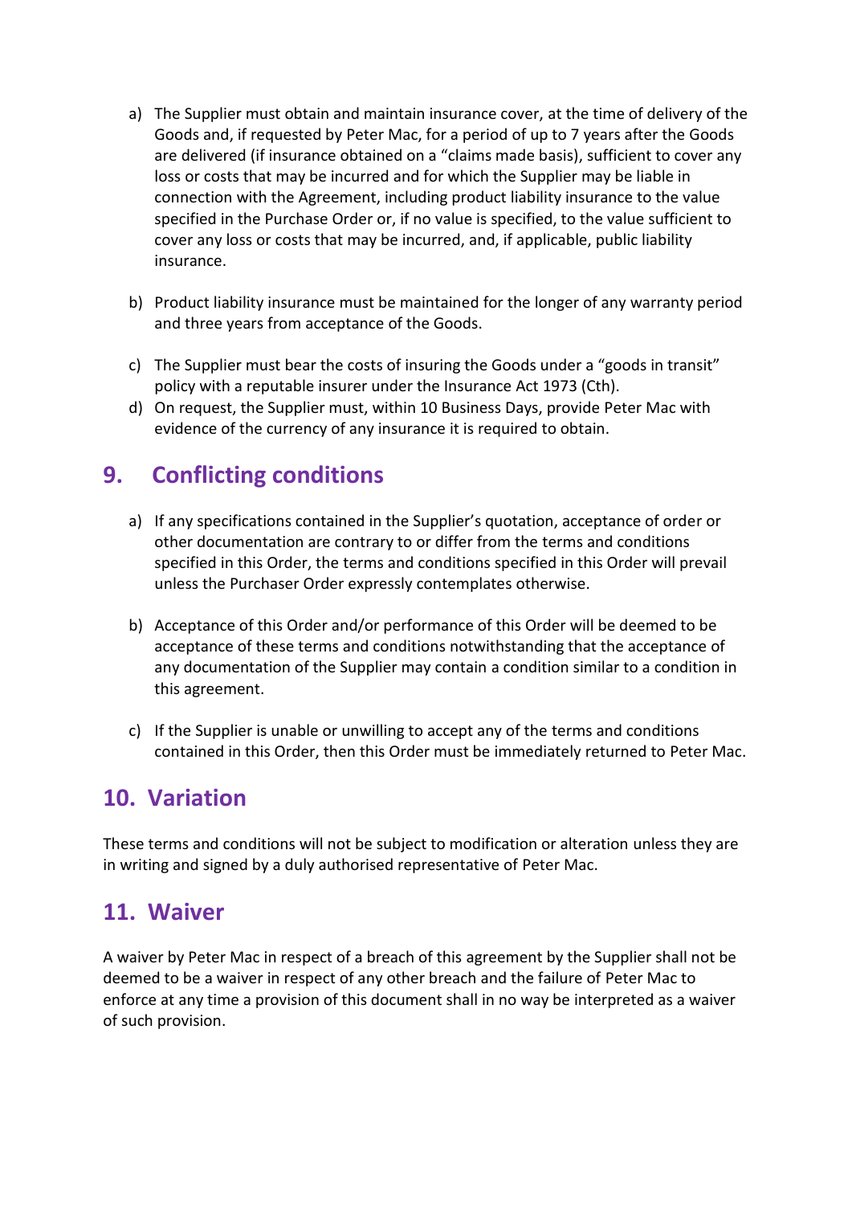a) The Supplier must obtain and maintain insurance cover, at the time of delivery of the Goods and, if requested by Peter Mac, for a period of up to 7 years after the Goods are delivered (if insurance obtained on a "claims made basis), sufficient to cover any loss or costs that may be incurred and for which the Supplier may be liable in connection with the Agreement, including product liability insurance to the value specified in the Purchase Order or, if no value is specified, to the value sufficient to cover any loss or costs that may be incurred, and, if applicable, public liability insurance.

b) Product liability insurance must be maintained for the longer of any warranty period and three years from acceptance of the Goods.

c) The Supplier must bear the costs of insuring the Goods under a "goods in transit" policy with a reputable insurer under the Insurance Act 1973 (Cth).

d) On request, the Supplier must, within 10 Business Days, provide Peter Mac with evidence of the currency of any insurance it is required to obtain.

## 9. Conflicting conditions

a) If any specifications contained in the Supplier's quotation, acceptance of order or other documentation are contrary to or differ from the terms and conditions specified in this Order, the terms and conditions specified in this Order will prevail unless the Purchaser Order expressly contemplates otherwise.

b) Acceptance of this Order and/or performance of this Order will be deemed to be acceptance of these terms and conditions notwithstanding that the acceptance of any documentation of the Supplier may contain a condition similar to a condition in this agreement.

c) If the Supplier is unable or unwilling to accept any of the terms and conditions contained in this Order, then this Order must be immediately returned to Peter Mac.

## 10. Variation

These terms and conditions will not be subject to modification or alteration unless they are in writing and signed by a duly authorised representative of Peter Mac.

## 11. Waiver

A waiver by Peter Mac in respect of a breach of this agreement by the Supplier shall not be deemed to be a waiver in respect of any other breach and the failure of Peter Mac to enforce at any time a provision of this document shall in no way be interpreted as a waiver of such provision.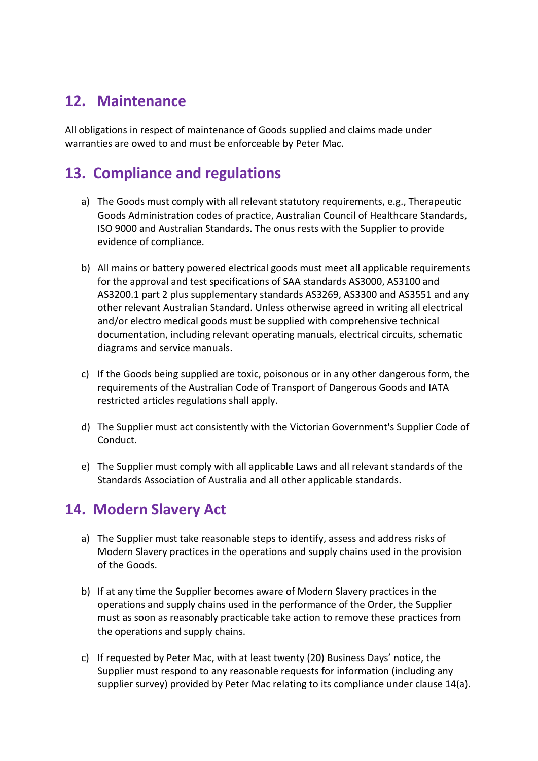## 12. Maintenance

All obligations in respect of maintenance of Goods supplied and claims made under warranties are owed to and must be enforceable by Peter Mac.

## 13. Compliance and regulations

a) The Goods must comply with all relevant statutory requirements, e.g., Therapeutic Goods Administration codes of practice, Australian Council of Healthcare Standards, ISO 9000 and Australian Standards. The onus rests with the Supplier to provide evidence of compliance.

b) All mains or battery powered electrical goods must meet all applicable requirements for the approval and test specifications of SAA standards AS3000, AS3100 and AS3200.1 part 2 plus supplementary standards AS3269, AS3300 and AS3551 and any other relevant Australian Standard. Unless otherwise agreed in writing all electrical and/or electro medical goods must be supplied with comprehensive technical documentation, including relevant operating manuals, electrical circuits, schematic diagrams and service manuals.

c) If the Goods being supplied are toxic, poisonous or in any other dangerous form, the requirements of the Australian Code of Transport of Dangerous Goods and IATA restricted articles regulations shall apply.

d) The Supplier must act consistently with the Victorian Government's Supplier Code of Conduct.

e) The Supplier must comply with all applicable Laws and all relevant standards of the Standards Association of Australia and all other applicable standards.

## 14. Modern Slavery Act

a) The Supplier must take reasonable steps to identify, assess and address risks of Modern Slavery practices in the operations and supply chains used in the provision of the Goods.

b) If at any time the Supplier becomes aware of Modern Slavery practices in the operations and supply chains used in the performance of the Order, the Supplier must as soon as reasonably practicable take action to remove these practices from the operations and supply chains.

c) If requested by Peter Mac, with at least twenty (20) Business Days' notice, the Supplier must respond to any reasonable requests for information (including any supplier survey) provided by Peter Mac relating to its compliance under clause 14(a).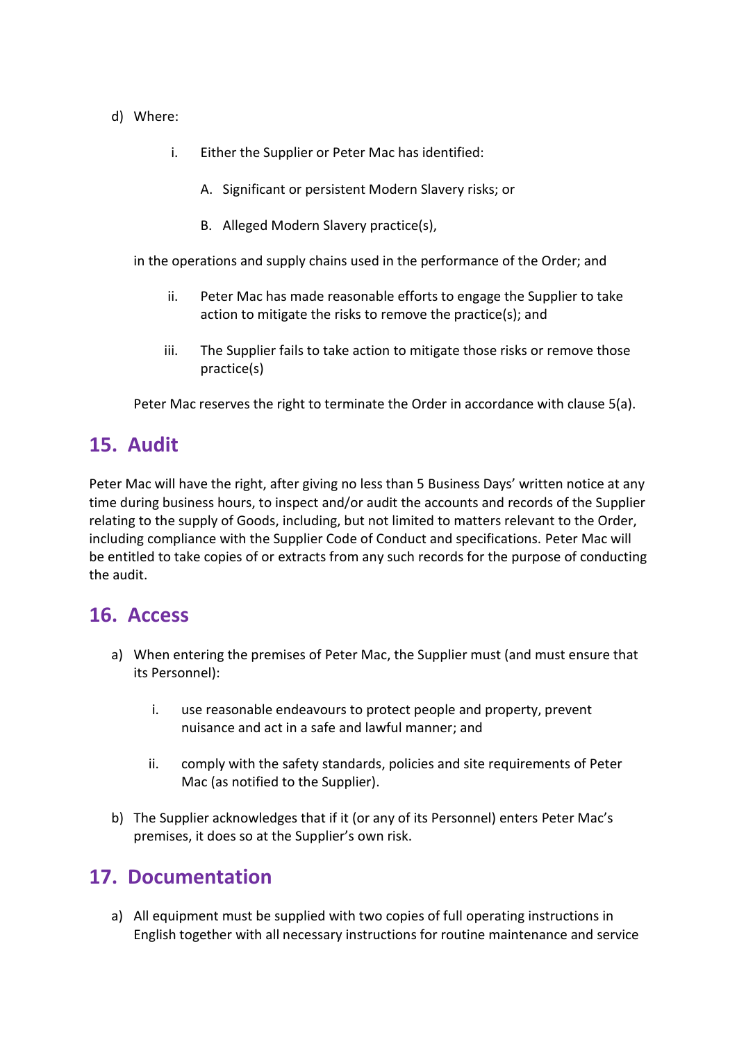d) Where:

   i. Either the Supplier or Peter Mac has identified:

      A. Significant or persistent Modern Slavery risks; or

      B. Alleged Modern Slavery practice(s),

   in the operations and supply chains used in the performance of the Order; and

   ii. Peter Mac has made reasonable efforts to engage the Supplier to take action to mitigate the risks to remove the practice(s); and

   iii. The Supplier fails to take action to mitigate those risks or remove those practice(s)

   Peter Mac reserves the right to terminate the Order in accordance with clause 5(a).

## 15. Audit

Peter Mac will have the right, after giving no less than 5 Business Days' written notice at any time during business hours, to inspect and/or audit the accounts and records of the Supplier relating to the supply of Goods, including, but not limited to matters relevant to the Order, including compliance with the Supplier Code of Conduct and specifications. Peter Mac will be entitled to take copies of or extracts from any such records for the purpose of conducting the audit.

## 16. Access

a) When entering the premises of Peter Mac, the Supplier must (and must ensure that its Personnel):

   i. use reasonable endeavours to protect people and property, prevent nuisance and act in a safe and lawful manner; and

   ii. comply with the safety standards, policies and site requirements of Peter Mac (as notified to the Supplier).

b) The Supplier acknowledges that if it (or any of its Personnel) enters Peter Mac's premises, it does so at the Supplier's own risk.

## 17. Documentation

a) All equipment must be supplied with two copies of full operating instructions in English together with all necessary instructions for routine maintenance and service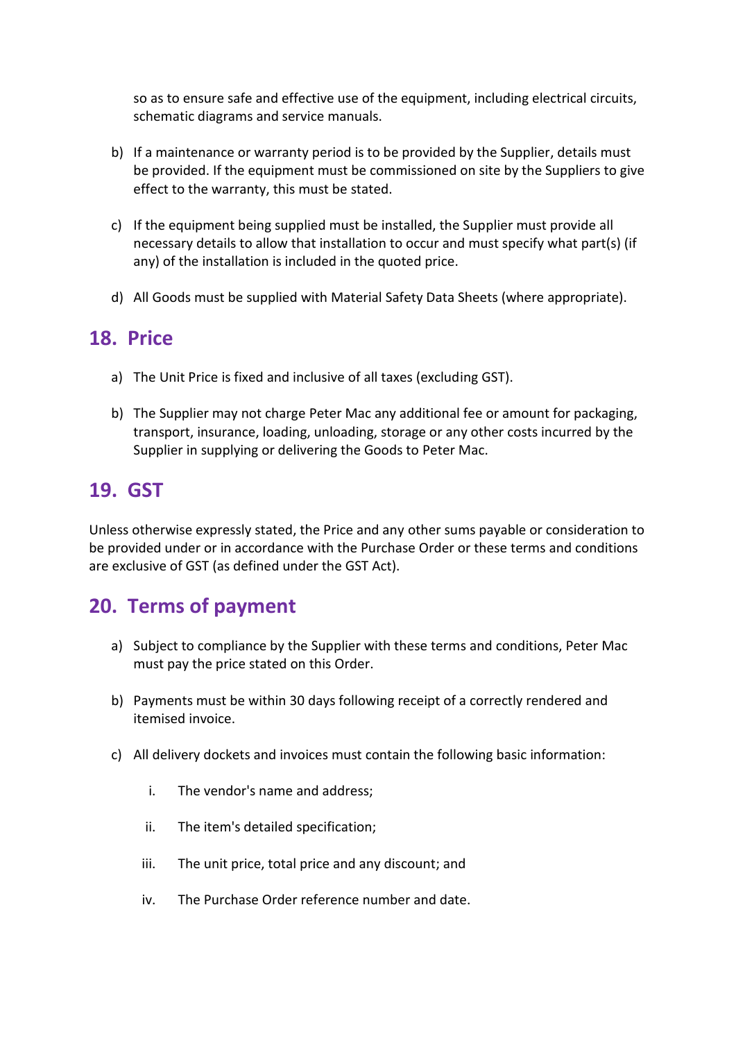so as to ensure safe and effective use of the equipment, including electrical circuits, schematic diagrams and service manuals.

b) If a maintenance or warranty period is to be provided by the Supplier, details must be provided. If the equipment must be commissioned on site by the Suppliers to give effect to the warranty, this must be stated.

c) If the equipment being supplied must be installed, the Supplier must provide all necessary details to allow that installation to occur and must specify what part(s) (if any) of the installation is included in the quoted price.

d) All Goods must be supplied with Material Safety Data Sheets (where appropriate).

## 18. Price

a) The Unit Price is fixed and inclusive of all taxes (excluding GST).

b) The Supplier may not charge Peter Mac any additional fee or amount for packaging, transport, insurance, loading, unloading, storage or any other costs incurred by the Supplier in supplying or delivering the Goods to Peter Mac.

## 19. GST

Unless otherwise expressly stated, the Price and any other sums payable or consideration to be provided under or in accordance with the Purchase Order or these terms and conditions are exclusive of GST (as defined under the GST Act).

## 20. Terms of payment

a) Subject to compliance by the Supplier with these terms and conditions, Peter Mac must pay the price stated on this Order.

b) Payments must be within 30 days following receipt of a correctly rendered and itemised invoice.

c) All delivery dockets and invoices must contain the following basic information:

   i. The vendor's name and address;

   ii. The item's detailed specification;

   iii. The unit price, total price and any discount; and

   iv. The Purchase Order reference number and date.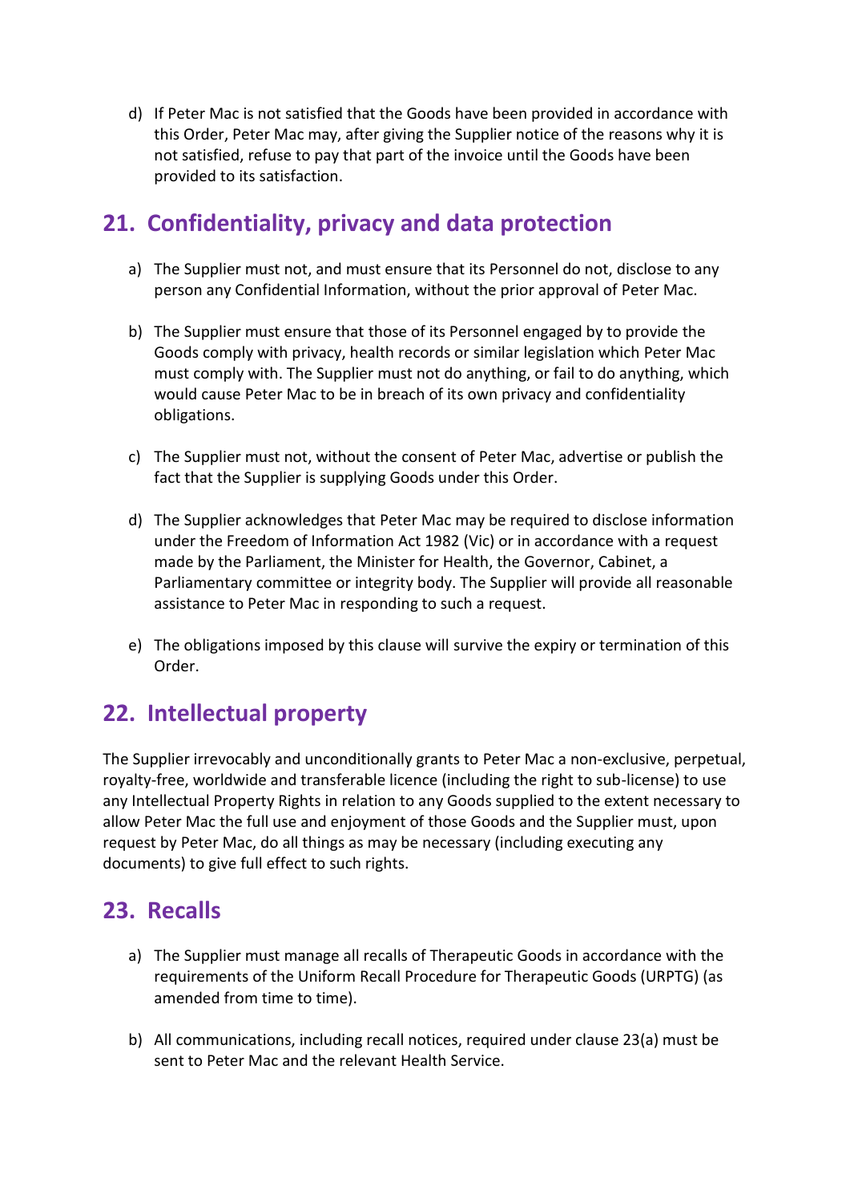d) If Peter Mac is not satisfied that the Goods have been provided in accordance with this Order, Peter Mac may, after giving the Supplier notice of the reasons why it is not satisfied, refuse to pay that part of the invoice until the Goods have been provided to its satisfaction.

## 21. Confidentiality, privacy and data protection

a) The Supplier must not, and must ensure that its Personnel do not, disclose to any person any Confidential Information, without the prior approval of Peter Mac.

b) The Supplier must ensure that those of its Personnel engaged by to provide the Goods comply with privacy, health records or similar legislation which Peter Mac must comply with. The Supplier must not do anything, or fail to do anything, which would cause Peter Mac to be in breach of its own privacy and confidentiality obligations.

c) The Supplier must not, without the consent of Peter Mac, advertise or publish the fact that the Supplier is supplying Goods under this Order.

d) The Supplier acknowledges that Peter Mac may be required to disclose information under the Freedom of Information Act 1982 (Vic) or in accordance with a request made by the Parliament, the Minister for Health, the Governor, Cabinet, a Parliamentary committee or integrity body. The Supplier will provide all reasonable assistance to Peter Mac in responding to such a request.

e) The obligations imposed by this clause will survive the expiry or termination of this Order.

## 22. Intellectual property

The Supplier irrevocably and unconditionally grants to Peter Mac a non-exclusive, perpetual, royalty-free, worldwide and transferable licence (including the right to sub-license) to use any Intellectual Property Rights in relation to any Goods supplied to the extent necessary to allow Peter Mac the full use and enjoyment of those Goods and the Supplier must, upon request by Peter Mac, do all things as may be necessary (including executing any documents) to give full effect to such rights.

## 23. Recalls

a) The Supplier must manage all recalls of Therapeutic Goods in accordance with the requirements of the Uniform Recall Procedure for Therapeutic Goods (URPTG) (as amended from time to time).

b) All communications, including recall notices, required under clause 23(a) must be sent to Peter Mac and the relevant Health Service.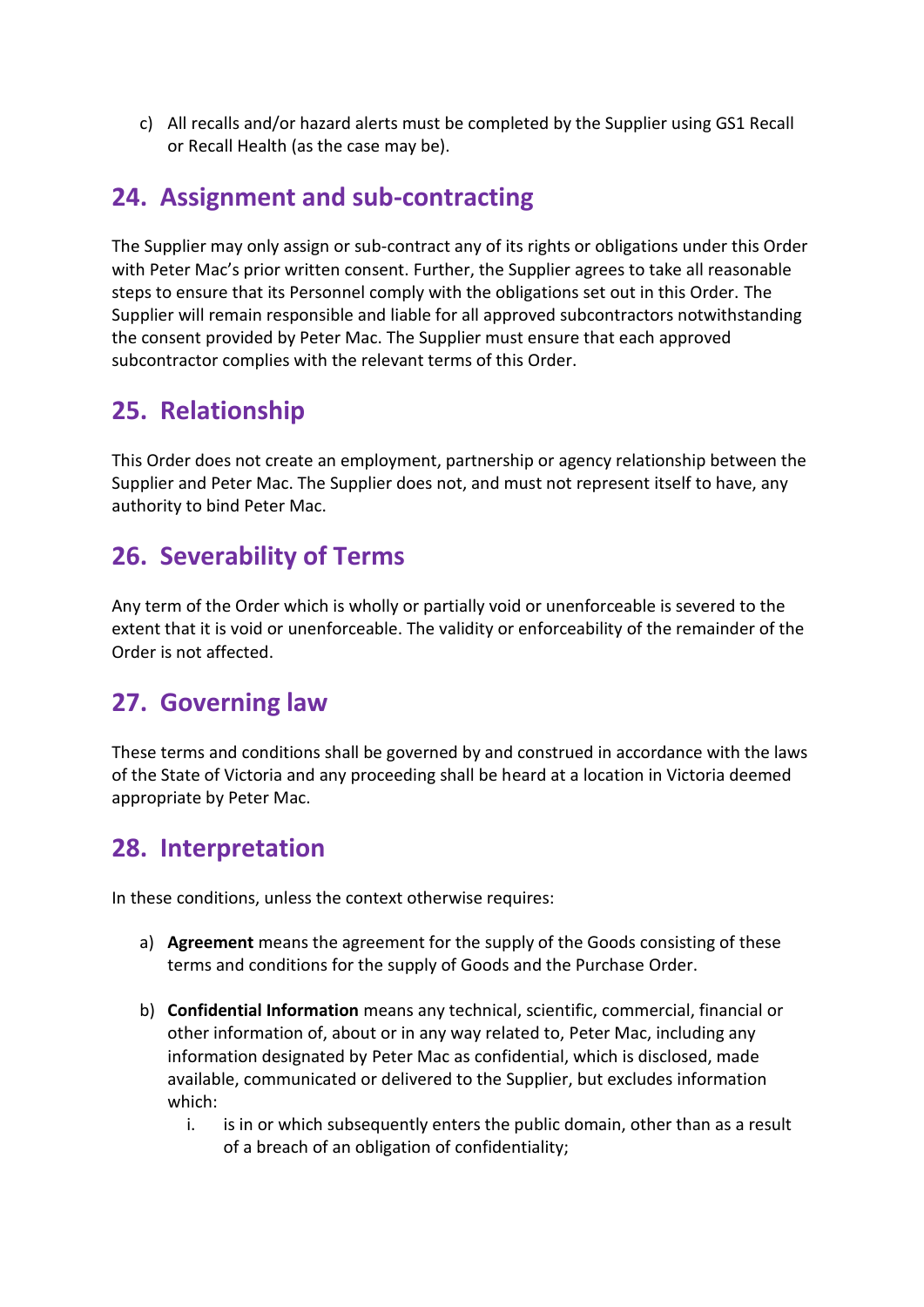c) All recalls and/or hazard alerts must be completed by the Supplier using GS1 Recall or Recall Health (as the case may be).

## 24. Assignment and sub-contracting

The Supplier may only assign or sub-contract any of its rights or obligations under this Order with Peter Mac's prior written consent. Further, the Supplier agrees to take all reasonable steps to ensure that its Personnel comply with the obligations set out in this Order. The Supplier will remain responsible and liable for all approved subcontractors notwithstanding the consent provided by Peter Mac. The Supplier must ensure that each approved subcontractor complies with the relevant terms of this Order.

## 25. Relationship

This Order does not create an employment, partnership or agency relationship between the Supplier and Peter Mac. The Supplier does not, and must not represent itself to have, any authority to bind Peter Mac.

## 26. Severability of Terms

Any term of the Order which is wholly or partially void or unenforceable is severed to the extent that it is void or unenforceable. The validity or enforceability of the remainder of the Order is not affected.

## 27. Governing law

These terms and conditions shall be governed by and construed in accordance with the laws of the State of Victoria and any proceeding shall be heard at a location in Victoria deemed appropriate by Peter Mac.

## 28. Interpretation

In these conditions, unless the context otherwise requires:

a) **Agreement** means the agreement for the supply of the Goods consisting of these terms and conditions for the supply of Goods and the Purchase Order.

b) **Confidential Information** means any technical, scientific, commercial, financial or other information of, about or in any way related to, Peter Mac, including any information designated by Peter Mac as confidential, which is disclosed, made available, communicated or delivered to the Supplier, but excludes information which:

   i. is in or which subsequently enters the public domain, other than as a result of a breach of an obligation of confidentiality;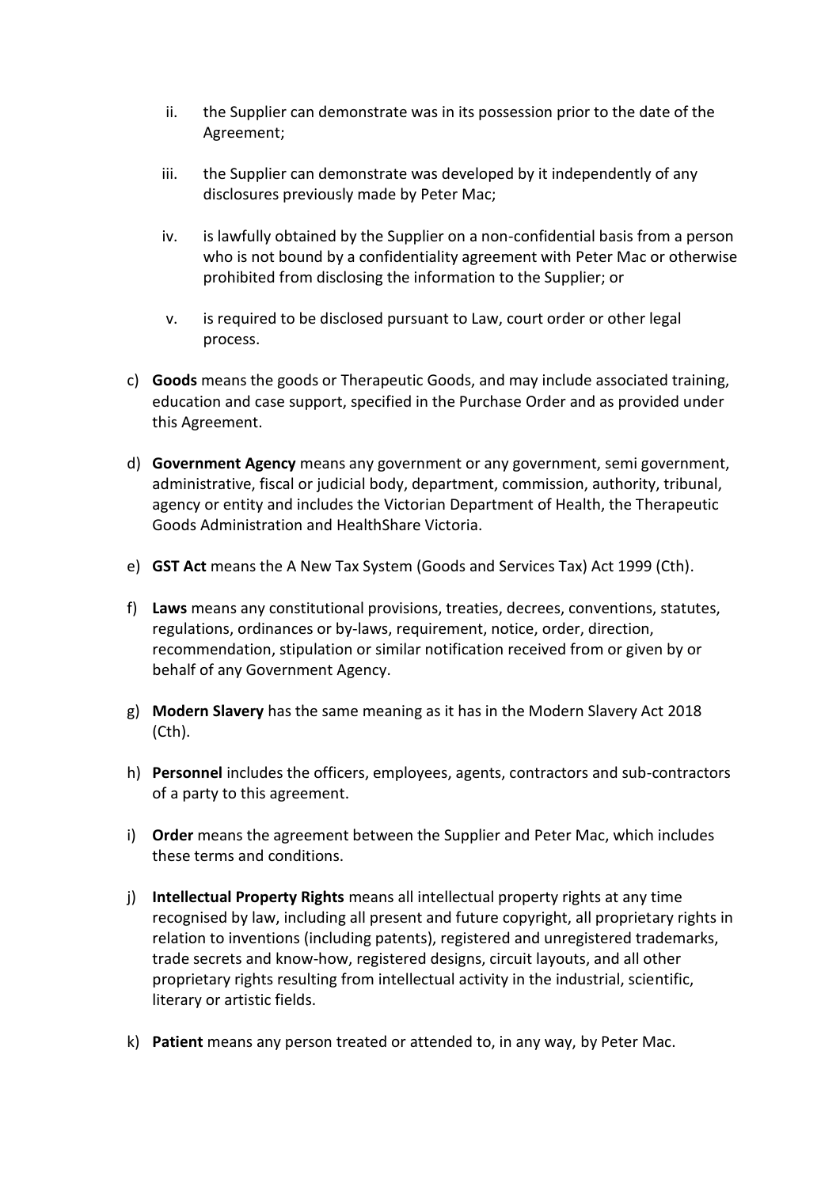ii. the Supplier can demonstrate was in its possession prior to the date of the Agreement;

iii. the Supplier can demonstrate was developed by it independently of any disclosures previously made by Peter Mac;

iv. is lawfully obtained by the Supplier on a non-confidential basis from a person who is not bound by a confidentiality agreement with Peter Mac or otherwise prohibited from disclosing the information to the Supplier; or

v. is required to be disclosed pursuant to Law, court order or other legal process.

c) **Goods** means the goods or Therapeutic Goods, and may include associated training, education and case support, specified in the Purchase Order and as provided under this Agreement.

d) **Government Agency** means any government or any government, semi government, administrative, fiscal or judicial body, department, commission, authority, tribunal, agency or entity and includes the Victorian Department of Health, the Therapeutic Goods Administration and HealthShare Victoria.

e) **GST Act** means the A New Tax System (Goods and Services Tax) Act 1999 (Cth).

f) **Laws** means any constitutional provisions, treaties, decrees, conventions, statutes, regulations, ordinances or by-laws, requirement, notice, order, direction, recommendation, stipulation or similar notification received from or given by or behalf of any Government Agency.

g) **Modern Slavery** has the same meaning as it has in the Modern Slavery Act 2018 (Cth).

h) **Personnel** includes the officers, employees, agents, contractors and sub-contractors of a party to this agreement.

i) **Order** means the agreement between the Supplier and Peter Mac, which includes these terms and conditions.

j) **Intellectual Property Rights** means all intellectual property rights at any time recognised by law, including all present and future copyright, all proprietary rights in relation to inventions (including patents), registered and unregistered trademarks, trade secrets and know-how, registered designs, circuit layouts, and all other proprietary rights resulting from intellectual activity in the industrial, scientific, literary or artistic fields.

k) **Patient** means any person treated or attended to, in any way, by Peter Mac.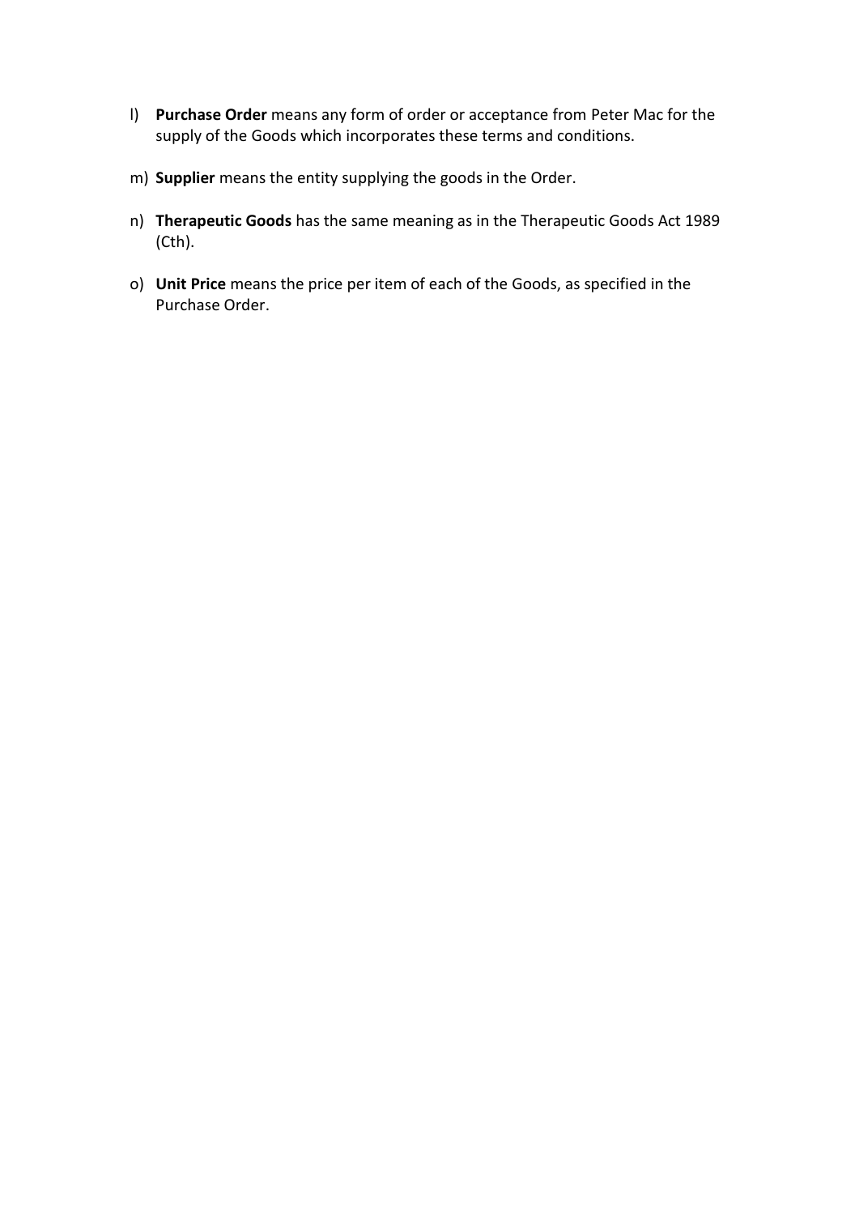l) **Purchase Order** means any form of order or acceptance from Peter Mac for the supply of the Goods which incorporates these terms and conditions.

m) **Supplier** means the entity supplying the goods in the Order.

n) **Therapeutic Goods** has the same meaning as in the Therapeutic Goods Act 1989 (Cth).

o) **Unit Price** means the price per item of each of the Goods, as specified in the Purchase Order.